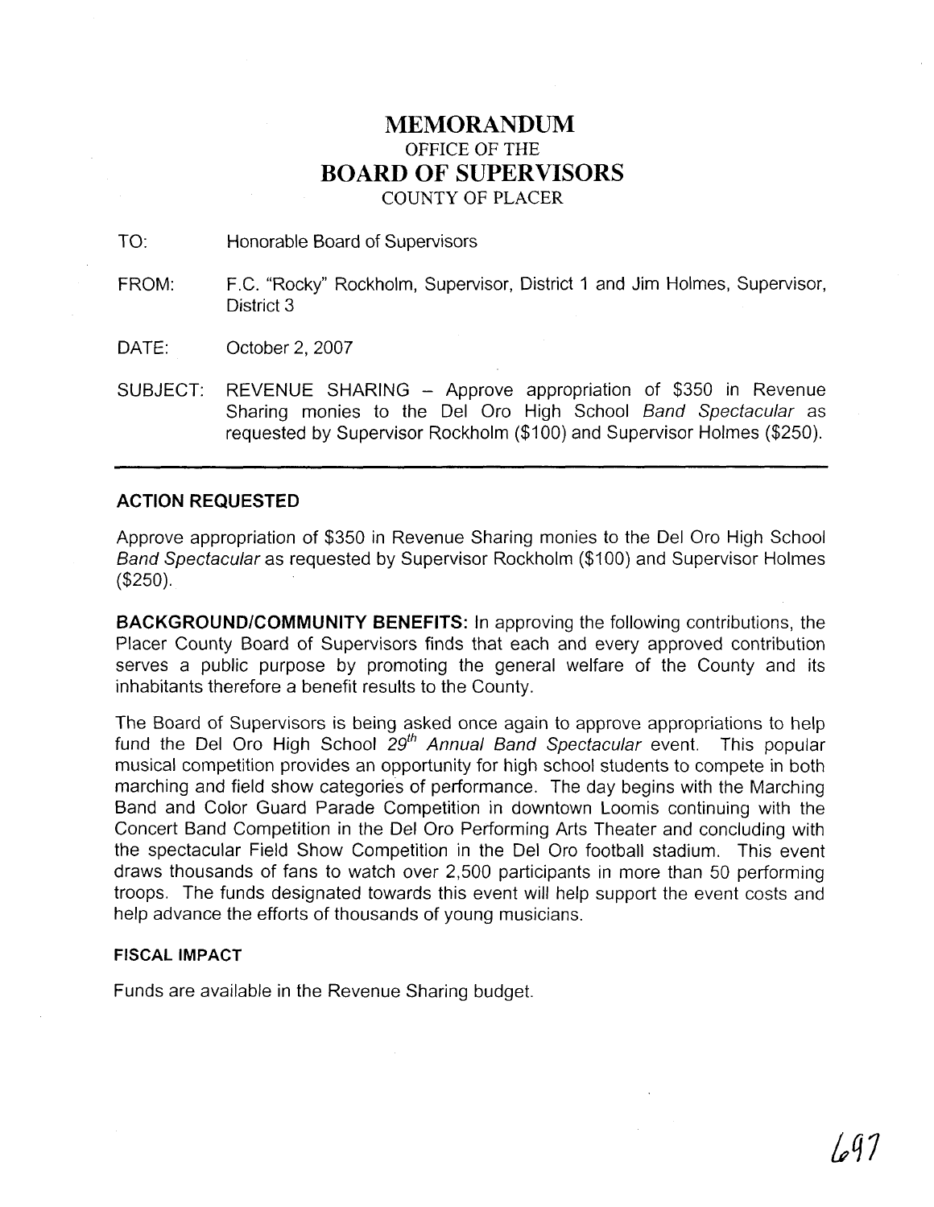# MEMORANDUM

OFFICE OF THE

# BOARD OF SUPERVISORS

COUNTY OF PLACER

TO: Honorable Board of Supervisors

FROM: F.C. "Rocky" Rockholm, Supervisor, District 1 and Jim Holmes, Supervisor, District 3

DATE: October 2, 2007

SUBJECT: REVENUE SHARING – Approve appropriation of $350 in Revenue Sharing monies to the Del Oro High School *Band Spectacular* as requested by Supervisor Rockholm ($100) and Supervisor Holmes ($250).

---

### ACTION REQUESTED

Approve appropriation of $350 in Revenue Sharing monies to the Del Oro High School *Band Spectacular* as requested by Supervisor Rockholm ($100) and Supervisor Holmes ($250).

**BACKGROUND/COMMUNITY BENEFITS:** In approving the following contributions, the Placer County Board of Supervisors finds that each and every approved contribution serves a public purpose by promoting the general welfare of the County and its inhabitants therefore a benefit results to the County.

The Board of Supervisors is being asked once again to approve appropriations to help fund the Del Oro High School *29th Annual Band Spectacular* event. This popular musical competition provides an opportunity for high school students to compete in both marching and field show categories of performance. The day begins with the Marching Band and Color Guard Parade Competition in downtown Loomis continuing with the Concert Band Competition in the Del Oro Performing Arts Theater and concluding with the spectacular Field Show Competition in the Del Oro football stadium. This event draws thousands of fans to watch over 2,500 participants in more than 50 performing troops. The funds designated towards this event will help support the event costs and help advance the efforts of thousands of young musicians.

### FISCAL IMPACT

Funds are available in the Revenue Sharing budget.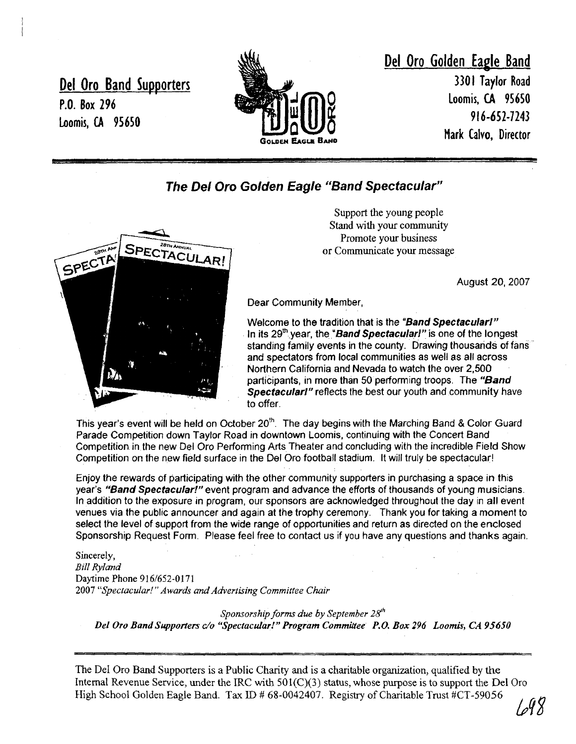Del Oro Band Supporters
P.O. Box 296
Loomis, CA 95650

Del Oro Golden Eagle Band
3301 Taylor Road
Loomis, CA 95650
916-652-7243
Mark Calvo, Director

## *The Del Oro Golden Eagle "Band Spectacular"*

Support the young people
Stand with your community
Promote your business
or Communicate your message

August 20, 2007

Dear Community Member,

Welcome to the tradition that is the ***"Band Spectacular!"*** In its 29th year, the ***"Band Spectacular!"*** is one of the longest standing family events in the county. Drawing thousands of fans and spectators from local communities as well as all across Northern California and Nevada to watch the over 2,500 participants, in more than 50 performing troops. The ***"Band Spectacular!"*** reflects the best our youth and community have to offer.

This year's event will be held on October 20th. The day begins with the Marching Band & Color Guard Parade Competition down Taylor Road in downtown Loomis, continuing with the Concert Band Competition in the new Del Oro Performing Arts Theater and concluding with the incredible Field Show Competition on the new field surface in the Del Oro football stadium. It will truly be spectacular!

Enjoy the rewards of participating with the other community supporters in purchasing a space in this year's ***"Band Spectacular!"*** event program and advance the efforts of thousands of young musicians. In addition to the exposure in program, our sponsors are acknowledged throughout the day in all event venues via the public announcer and again at the trophy ceremony. Thank you for taking a moment to select the level of support from the wide range of opportunities and return as directed on the enclosed Sponsorship Request Form. Please feel free to contact us if you have any questions and thanks again.

Sincerely,
*Bill Ryland*
Daytime Phone 916/652-0171
2007 *"Spectacular!" Awards and Advertising Committee Chair*

*Sponsorship forms due by September 28th*
***Del Oro Band Supporters c/o "Spectacular!" Program Committee P.O. Box 296 Loomis, CA 95650***

---

The Del Oro Band Supporters is a Public Charity and is a charitable organization, qualified by the Internal Revenue Service, under the IRC with 501(C)(3) status, whose purpose is to support the Del Oro High School Golden Eagle Band. Tax ID # 68-0042407. Registry of Charitable Trust #CT-59056